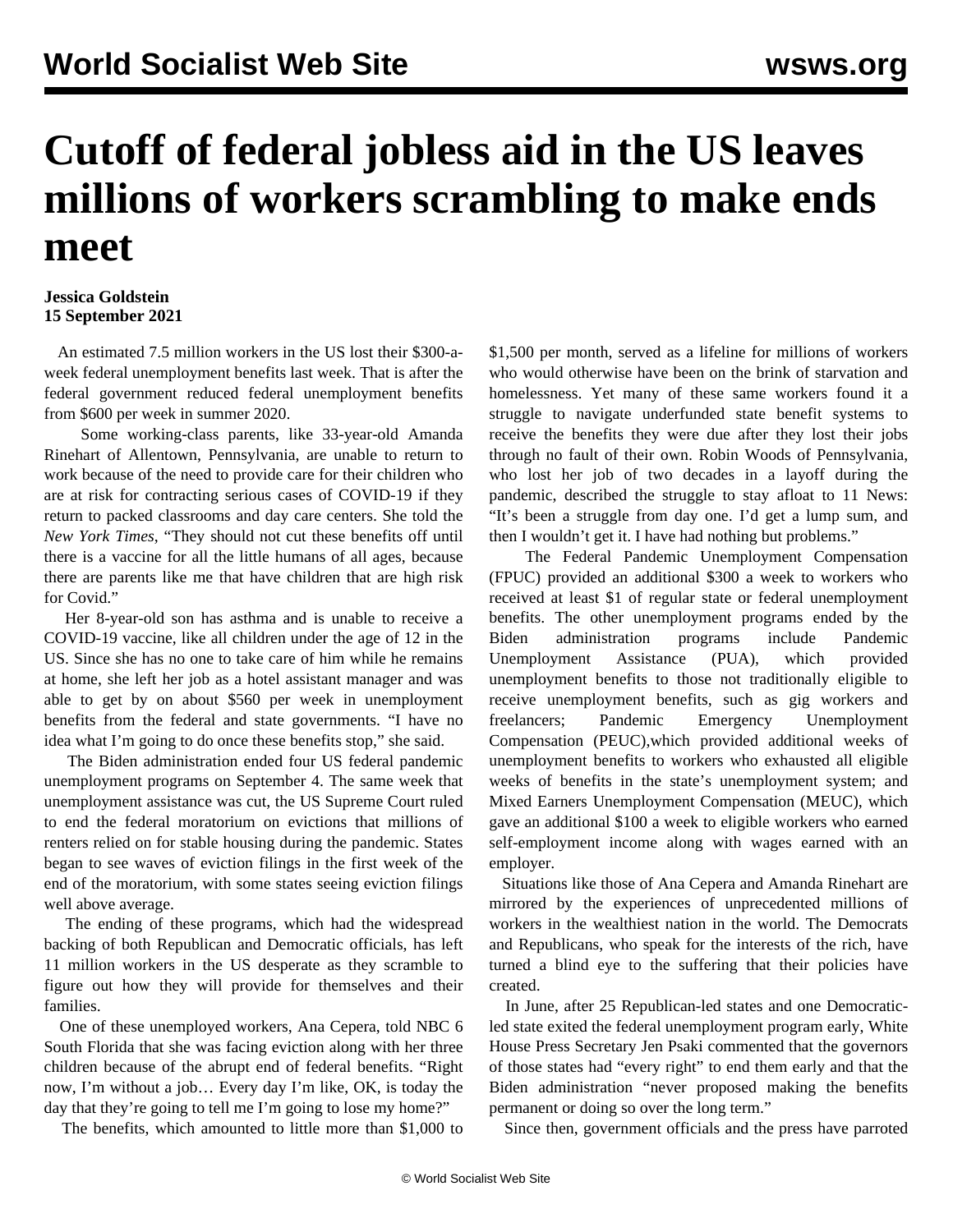# Cutoff of federal jobless aid in the US leaves millions of workers scrambling to make ends meet

**Jessica Goldstein**
**15 September 2021**

An estimated 7.5 million workers in the US lost their $300-a-week federal unemployment benefits last week. That is after the federal government reduced federal unemployment benefits from $600 per week in summer 2020.

Some working-class parents, like 33-year-old Amanda Rinehart of Allentown, Pennsylvania, are unable to return to work because of the need to provide care for their children who are at risk for contracting serious cases of COVID-19 if they return to packed classrooms and day care centers. She told the *New York Times*, "They should not cut these benefits off until there is a vaccine for all the little humans of all ages, because there are parents like me that have children that are high risk for Covid."

Her 8-year-old son has asthma and is unable to receive a COVID-19 vaccine, like all children under the age of 12 in the US. Since she has no one to take care of him while he remains at home, she left her job as a hotel assistant manager and was able to get by on about $560 per week in unemployment benefits from the federal and state governments. "I have no idea what I'm going to do once these benefits stop," she said.

The Biden administration ended four US federal pandemic unemployment programs on September 4. The same week that unemployment assistance was cut, the US Supreme Court ruled to end the federal moratorium on evictions that millions of renters relied on for stable housing during the pandemic. States began to see waves of eviction filings in the first week of the end of the moratorium, with some states seeing eviction filings well above average.

The ending of these programs, which had the widespread backing of both Republican and Democratic officials, has left 11 million workers in the US desperate as they scramble to figure out how they will provide for themselves and their families.

One of these unemployed workers, Ana Cepera, told NBC 6 South Florida that she was facing eviction along with her three children because of the abrupt end of federal benefits. "Right now, I'm without a job… Every day I'm like, OK, is today the day that they're going to tell me I'm going to lose my home?"

The benefits, which amounted to little more than $1,000 to $1,500 per month, served as a lifeline for millions of workers who would otherwise have been on the brink of starvation and homelessness. Yet many of these same workers found it a struggle to navigate underfunded state benefit systems to receive the benefits they were due after they lost their jobs through no fault of their own. Robin Woods of Pennsylvania, who lost her job of two decades in a layoff during the pandemic, described the struggle to stay afloat to 11 News: "It's been a struggle from day one. I'd get a lump sum, and then I wouldn't get it. I have had nothing but problems."

The Federal Pandemic Unemployment Compensation (FPUC) provided an additional $300 a week to workers who received at least $1 of regular state or federal unemployment benefits. The other unemployment programs ended by the Biden administration programs include Pandemic Unemployment Assistance (PUA), which provided unemployment benefits to those not traditionally eligible to receive unemployment benefits, such as gig workers and freelancers; Pandemic Emergency Unemployment Compensation (PEUC),which provided additional weeks of unemployment benefits to workers who exhausted all eligible weeks of benefits in the state's unemployment system; and Mixed Earners Unemployment Compensation (MEUC), which gave an additional $100 a week to eligible workers who earned self-employment income along with wages earned with an employer.

Situations like those of Ana Cepera and Amanda Rinehart are mirrored by the experiences of unprecedented millions of workers in the wealthiest nation in the world. The Democrats and Republicans, who speak for the interests of the rich, have turned a blind eye to the suffering that their policies have created.

In June, after 25 Republican-led states and one Democratic-led state exited the federal unemployment program early, White House Press Secretary Jen Psaki commented that the governors of those states had "every right" to end them early and that the Biden administration "never proposed making the benefits permanent or doing so over the long term."

Since then, government officials and the press have parroted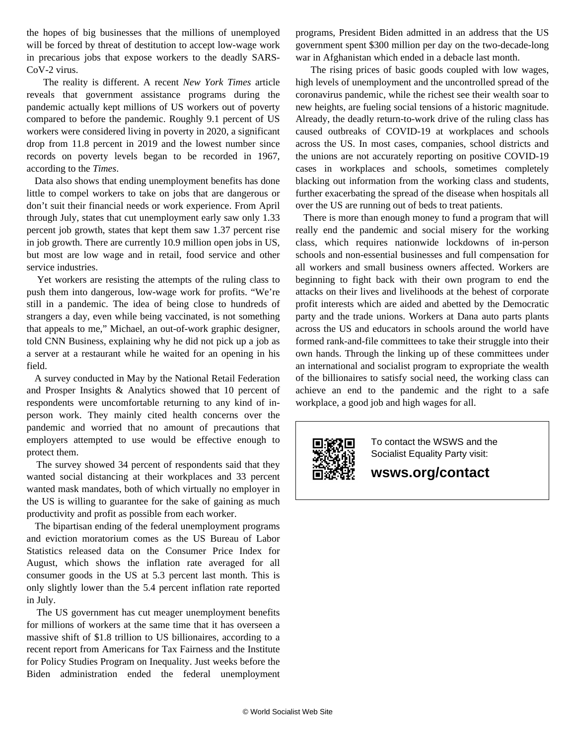the hopes of big businesses that the millions of unemployed will be forced by threat of destitution to accept low-wage work in precarious jobs that expose workers to the deadly SARS-CoV-2 virus.

The reality is different. A recent *New York Times* article reveals that government assistance programs during the pandemic actually kept millions of US workers out of poverty compared to before the pandemic. Roughly 9.1 percent of US workers were considered living in poverty in 2020, a significant drop from 11.8 percent in 2019 and the lowest number since records on poverty levels began to be recorded in 1967, according to the *Times*.

Data also shows that ending unemployment benefits has done little to compel workers to take on jobs that are dangerous or don't suit their financial needs or work experience. From April through July, states that cut unemployment early saw only 1.33 percent job growth, states that kept them saw 1.37 percent rise in job growth. There are currently 10.9 million open jobs in US, but most are low wage and in retail, food service and other service industries.

Yet workers are resisting the attempts of the ruling class to push them into dangerous, low-wage work for profits. "We're still in a pandemic. The idea of being close to hundreds of strangers a day, even while being vaccinated, is not something that appeals to me," Michael, an out-of-work graphic designer, told CNN Business, explaining why he did not pick up a job as a server at a restaurant while he waited for an opening in his field.

A survey conducted in May by the National Retail Federation and Prosper Insights & Analytics showed that 10 percent of respondents were uncomfortable returning to any kind of in-person work. They mainly cited health concerns over the pandemic and worried that no amount of precautions that employers attempted to use would be effective enough to protect them.

The survey showed 34 percent of respondents said that they wanted social distancing at their workplaces and 33 percent wanted mask mandates, both of which virtually no employer in the US is willing to guarantee for the sake of gaining as much productivity and profit as possible from each worker.

The bipartisan ending of the federal unemployment programs and eviction moratorium comes as the US Bureau of Labor Statistics released data on the Consumer Price Index for August, which shows the inflation rate averaged for all consumer goods in the US at 5.3 percent last month. This is only slightly lower than the 5.4 percent inflation rate reported in July.

The US government has cut meager unemployment benefits for millions of workers at the same time that it has overseen a massive shift of $1.8 trillion to US billionaires, according to a recent report from Americans for Tax Fairness and the Institute for Policy Studies Program on Inequality. Just weeks before the Biden administration ended the federal unemployment programs, President Biden admitted in an address that the US government spent $300 million per day on the two-decade-long war in Afghanistan which ended in a debacle last month.

The rising prices of basic goods coupled with low wages, high levels of unemployment and the uncontrolled spread of the coronavirus pandemic, while the richest see their wealth soar to new heights, are fueling social tensions of a historic magnitude. Already, the deadly return-to-work drive of the ruling class has caused outbreaks of COVID-19 at workplaces and schools across the US. In most cases, companies, school districts and the unions are not accurately reporting on positive COVID-19 cases in workplaces and schools, sometimes completely blacking out information from the working class and students, further exacerbating the spread of the disease when hospitals all over the US are running out of beds to treat patients.

There is more than enough money to fund a program that will really end the pandemic and social misery for the working class, which requires nationwide lockdowns of in-person schools and non-essential businesses and full compensation for all workers and small business owners affected. Workers are beginning to fight back with their own program to end the attacks on their lives and livelihoods at the behest of corporate profit interests which are aided and abetted by the Democratic party and the trade unions. Workers at Dana auto parts plants across the US and educators in schools around the world have formed rank-and-file committees to take their struggle into their own hands. Through the linking up of these committees under an international and socialist program to expropriate the wealth of the billionaires to satisfy social need, the working class can achieve an end to the pandemic and the right to a safe workplace, a good job and high wages for all.

To contact the WSWS and the Socialist Equality Party visit:

**wsws.org/contact**